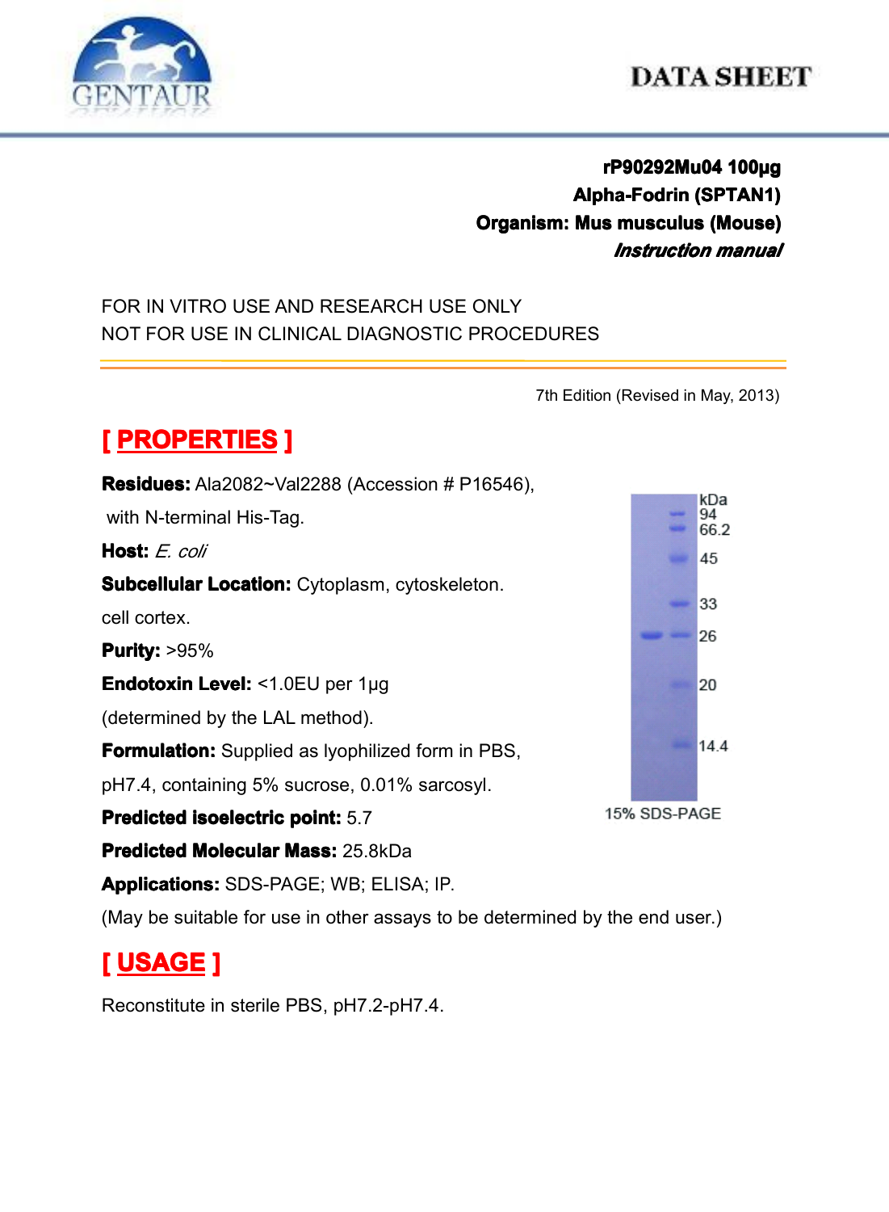**rP90292Mu04 100μg**
**Alpha-Fodrin (SPTAN1)**
**Organism: Mus musculus (Mouse)**
***Instruction manual***

FOR IN VITRO USE AND RESEARCH USE ONLY
NOT FOR USE IN CLINICAL DIAGNOSTIC PROCEDURES

7th Edition (Revised in May, 2013)

## [ PROPERTIES ]

**Residues:** Ala2082~Val2288 (Accession # P16546), with N-terminal His-Tag.

**Host:** *E. coli*

**Subcellular Location:** Cytoplasm, cytoskeleton. cell cortex.

**Purity:** >95%

**Endotoxin Level:** <1.0EU per 1μg (determined by the LAL method).

**Formulation:** Supplied as lyophilized form in PBS, pH7.4, containing 5% sucrose, 0.01% sarcosyl.

**Predicted isoelectric point:** 5.7

**Predicted Molecular Mass:** 25.8kDa

**Applications:** SDS-PAGE; WB; ELISA; IP.

(May be suitable for use in other assays to be determined by the end user.)

kDa: 94, 66.2, 45, 33, 26, 20, 14.4

15% SDS-PAGE

## [ USAGE ]

Reconstitute in sterile PBS, pH7.2-pH7.4.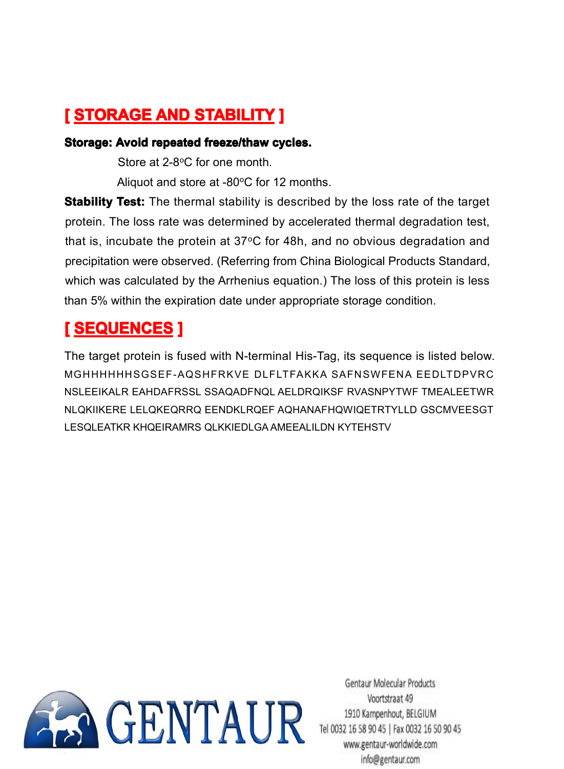## [ STORAGE AND STABILITY ]

**Storage: Avoid repeated freeze/thaw cycles.**

Store at 2-8°C for one month.

Aliquot and store at -80°C for 12 months.

**Stability Test:** The thermal stability is described by the loss rate of the target protein. The loss rate was determined by accelerated thermal degradation test, that is, incubate the protein at 37°C for 48h, and no obvious degradation and precipitation were observed. (Referring from China Biological Products Standard, which was calculated by the Arrhenius equation.) The loss of this protein is less than 5% within the expiration date under appropriate storage condition.

## [ SEQUENCES ]

The target protein is fused with N-terminal His-Tag, its sequence is listed below.

MGHHHHHHSGSEF-AQSHFRKVE DLFLTFAKKA SAFNSWFENA EEDLTDPVRC NSLEEIKALR EAHDAFRSSL SSAQADFNQL AELDRQIKSF RVASNPYTWF TMEALEETWR NLQKIIKERE LELQKEQRRQ EENDKLRQEF AQHANAFHQWIQETRTYLLD GSCMVEESGT LESQLEATKR KHQEIRAMRS QLKKIEDLGA AMEEALILDN KYTEHSTV

Gentaur Molecular Products
Voortstraat 49
1910 Kampenhout, BELGIUM
Tel 0032 16 58 90 45 | Fax 0032 16 50 90 45
www.gentaur-worldwide.com
info@gentaur.com